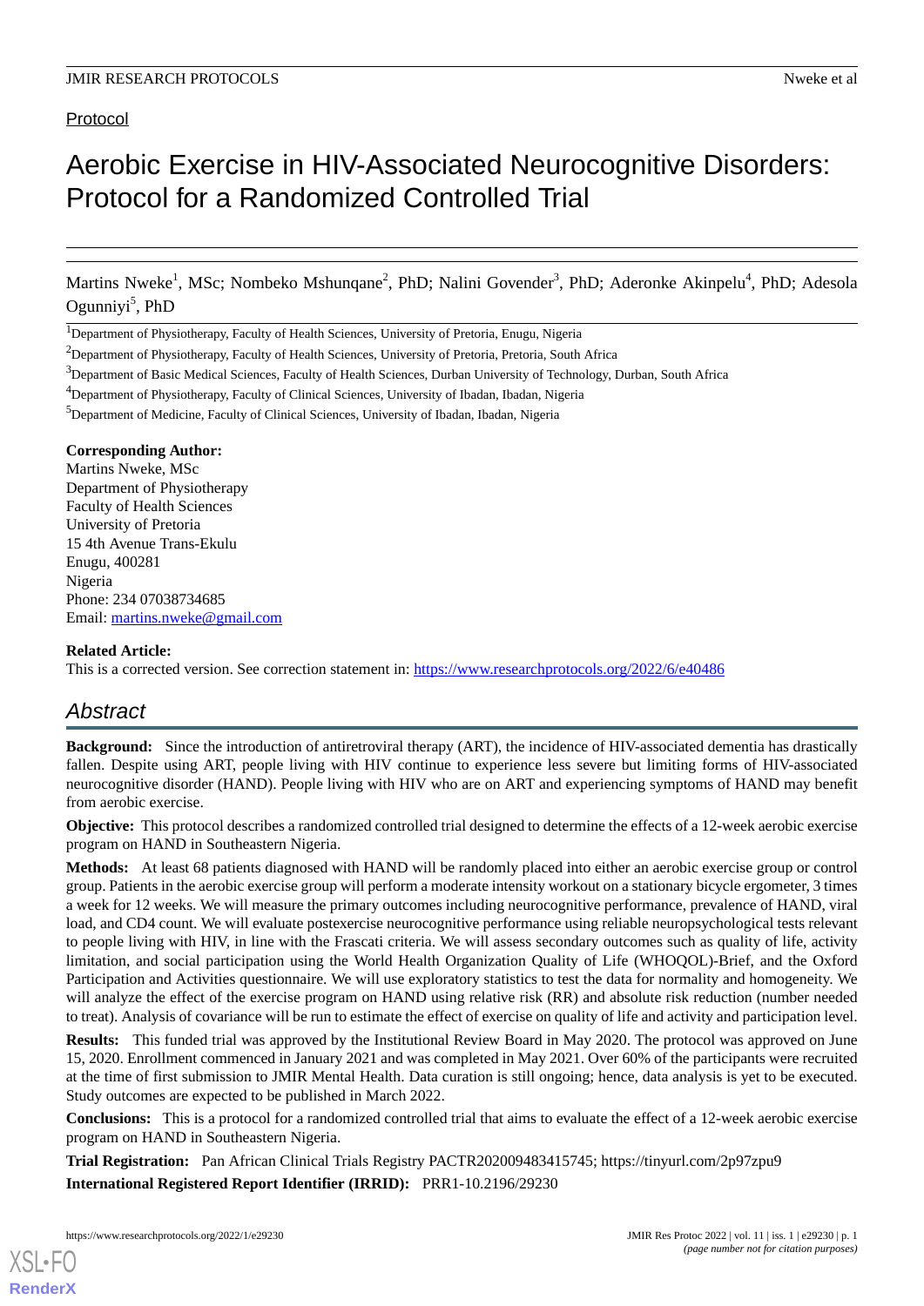Protocol

# Aerobic Exercise in HIV-Associated Neurocognitive Disorders: Protocol for a Randomized Controlled Trial

Martins Nweke[1], MSc; Nombeko Mshunqane[2], PhD; Nalini Govender[3], PhD; Aderonke Akinpelu[4], PhD; Adesola Ogunniyi[5], PhD

[1]Department of Physiotherapy, Faculty of Health Sciences, University of Pretoria, Enugu, Nigeria

[2]Department of Physiotherapy, Faculty of Health Sciences, University of Pretoria, Pretoria, South Africa

[3]Department of Basic Medical Sciences, Faculty of Health Sciences, Durban University of Technology, Durban, South Africa

[4]Department of Physiotherapy, Faculty of Clinical Sciences, University of Ibadan, Ibadan, Nigeria

[5]Department of Medicine, Faculty of Clinical Sciences, University of Ibadan, Ibadan, Nigeria

**Corresponding Author:**
Martins Nweke, MSc
Department of Physiotherapy
Faculty of Health Sciences
University of Pretoria
15 4th Avenue Trans-Ekulu
Enugu, 400281
Nigeria
Phone: 234 07038734685
Email: martins.nweke@gmail.com

**Related Article:**
This is a corrected version. See correction statement in: https://www.researchprotocols.org/2022/6/e40486

## Abstract

**Background:** Since the introduction of antiretroviral therapy (ART), the incidence of HIV-associated dementia has drastically fallen. Despite using ART, people living with HIV continue to experience less severe but limiting forms of HIV-associated neurocognitive disorder (HAND). People living with HIV who are on ART and experiencing symptoms of HAND may benefit from aerobic exercise.

**Objective:** This protocol describes a randomized controlled trial designed to determine the effects of a 12-week aerobic exercise program on HAND in Southeastern Nigeria.

**Methods:** At least 68 patients diagnosed with HAND will be randomly placed into either an aerobic exercise group or control group. Patients in the aerobic exercise group will perform a moderate intensity workout on a stationary bicycle ergometer, 3 times a week for 12 weeks. We will measure the primary outcomes including neurocognitive performance, prevalence of HAND, viral load, and CD4 count. We will evaluate postexercise neurocognitive performance using reliable neuropsychological tests relevant to people living with HIV, in line with the Frascati criteria. We will assess secondary outcomes such as quality of life, activity limitation, and social participation using the World Health Organization Quality of Life (WHOQOL)-Brief, and the Oxford Participation and Activities questionnaire. We will use exploratory statistics to test the data for normality and homogeneity. We will analyze the effect of the exercise program on HAND using relative risk (RR) and absolute risk reduction (number needed to treat). Analysis of covariance will be run to estimate the effect of exercise on quality of life and activity and participation level.

**Results:** This funded trial was approved by the Institutional Review Board in May 2020. The protocol was approved on June 15, 2020. Enrollment commenced in January 2021 and was completed in May 2021. Over 60% of the participants were recruited at the time of first submission to JMIR Mental Health. Data curation is still ongoing; hence, data analysis is yet to be executed. Study outcomes are expected to be published in March 2022.

**Conclusions:** This is a protocol for a randomized controlled trial that aims to evaluate the effect of a 12-week aerobic exercise program on HAND in Southeastern Nigeria.

**Trial Registration:** Pan African Clinical Trials Registry PACTR202009483415745; https://tinyurl.com/2p97zpu9

**International Registered Report Identifier (IRRID):** PRR1-10.2196/29230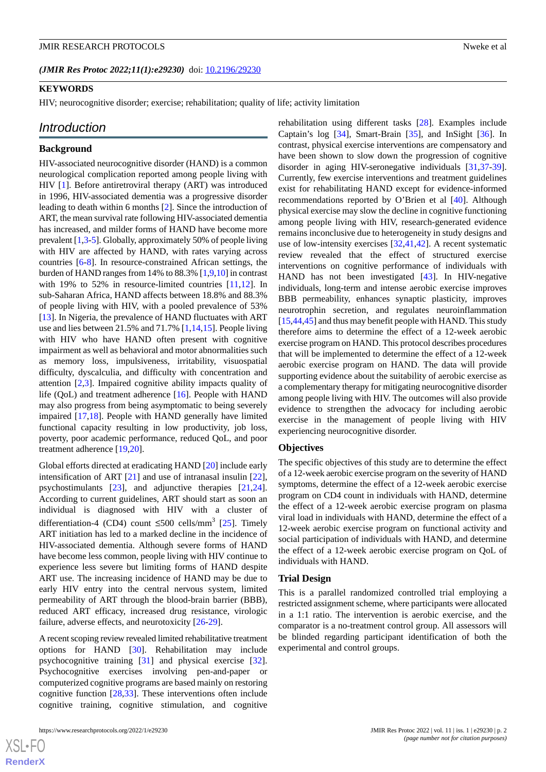*(JMIR Res Protoc 2022;11(1):e29230)* doi: 10.2196/29230

**KEYWORDS**

HIV; neurocognitive disorder; exercise; rehabilitation; quality of life; activity limitation

## Introduction

### Background

HIV-associated neurocognitive disorder (HAND) is a common neurological complication reported among people living with HIV [1]. Before antiretroviral therapy (ART) was introduced in 1996, HIV-associated dementia was a progressive disorder leading to death within 6 months [2]. Since the introduction of ART, the mean survival rate following HIV-associated dementia has increased, and milder forms of HAND have become more prevalent [1,3-5]. Globally, approximately 50% of people living with HIV are affected by HAND, with rates varying across countries [6-8]. In resource-constrained African settings, the burden of HAND ranges from 14% to 88.3% [1,9,10] in contrast with 19% to 52% in resource-limited countries [11,12]. In sub-Saharan Africa, HAND affects between 18.8% and 88.3% of people living with HIV, with a pooled prevalence of 53% [13]. In Nigeria, the prevalence of HAND fluctuates with ART use and lies between 21.5% and 71.7% [1,14,15]. People living with HIV who have HAND often present with cognitive impairment as well as behavioral and motor abnormalities such as memory loss, impulsiveness, irritability, visuospatial difficulty, dyscalculia, and difficulty with concentration and attention [2,3]. Impaired cognitive ability impacts quality of life (QoL) and treatment adherence [16]. People with HAND may also progress from being asymptomatic to being severely impaired [17,18]. People with HAND generally have limited functional capacity resulting in low productivity, job loss, poverty, poor academic performance, reduced QoL, and poor treatment adherence [19,20].

Global efforts directed at eradicating HAND [20] include early intensification of ART [21] and use of intranasal insulin [22], psychostimulants [23], and adjunctive therapies [21,24]. According to current guidelines, ART should start as soon an individual is diagnosed with HIV with a cluster of differentiation-4 (CD4) count ≤500 cells/mm$^3$ [25]. Timely ART initiation has led to a marked decline in the incidence of HIV-associated dementia. Although severe forms of HAND have become less common, people living with HIV continue to experience less severe but limiting forms of HAND despite ART use. The increasing incidence of HAND may be due to early HIV entry into the central nervous system, limited permeability of ART through the blood-brain barrier (BBB), reduced ART efficacy, increased drug resistance, virologic failure, adverse effects, and neurotoxicity [26-29].

A recent scoping review revealed limited rehabilitative treatment options for HAND [30]. Rehabilitation may include psychocognitive training [31] and physical exercise [32]. Psychocognitive exercises involving pen-and-paper or computerized cognitive programs are based mainly on restoring cognitive function [28,33]. These interventions often include cognitive training, cognitive stimulation, and cognitive rehabilitation using different tasks [28]. Examples include Captain's log [34], Smart-Brain [35], and InSight [36]. In contrast, physical exercise interventions are compensatory and have been shown to slow down the progression of cognitive disorder in aging HIV-seronegative individuals [31,37-39]. Currently, few exercise interventions and treatment guidelines exist for rehabilitating HAND except for evidence-informed recommendations reported by O'Brien et al [40]. Although physical exercise may slow the decline in cognitive functioning among people living with HIV, research-generated evidence remains inconclusive due to heterogeneity in study designs and use of low-intensity exercises [32,41,42]. A recent systematic review revealed that the effect of structured exercise interventions on cognitive performance of individuals with HAND has not been investigated [43]. In HIV-negative individuals, long-term and intense aerobic exercise improves BBB permeability, enhances synaptic plasticity, improves neurotrophin secretion, and regulates neuroinflammation [15,44,45] and thus may benefit people with HAND. This study therefore aims to determine the effect of a 12-week aerobic exercise program on HAND. This protocol describes procedures that will be implemented to determine the effect of a 12-week aerobic exercise program on HAND. The data will provide supporting evidence about the suitability of aerobic exercise as a complementary therapy for mitigating neurocognitive disorder among people living with HIV. The outcomes will also provide evidence to strengthen the advocacy for including aerobic exercise in the management of people living with HIV experiencing neurocognitive disorder.

### Objectives

The specific objectives of this study are to determine the effect of a 12-week aerobic exercise program on the severity of HAND symptoms, determine the effect of a 12-week aerobic exercise program on CD4 count in individuals with HAND, determine the effect of a 12-week aerobic exercise program on plasma viral load in individuals with HAND, determine the effect of a 12-week aerobic exercise program on functional activity and social participation of individuals with HAND, and determine the effect of a 12-week aerobic exercise program on QoL of individuals with HAND.

### Trial Design

This is a parallel randomized controlled trial employing a restricted assignment scheme, where participants were allocated in a 1:1 ratio. The intervention is aerobic exercise, and the comparator is a no-treatment control group. All assessors will be blinded regarding participant identification of both the experimental and control groups.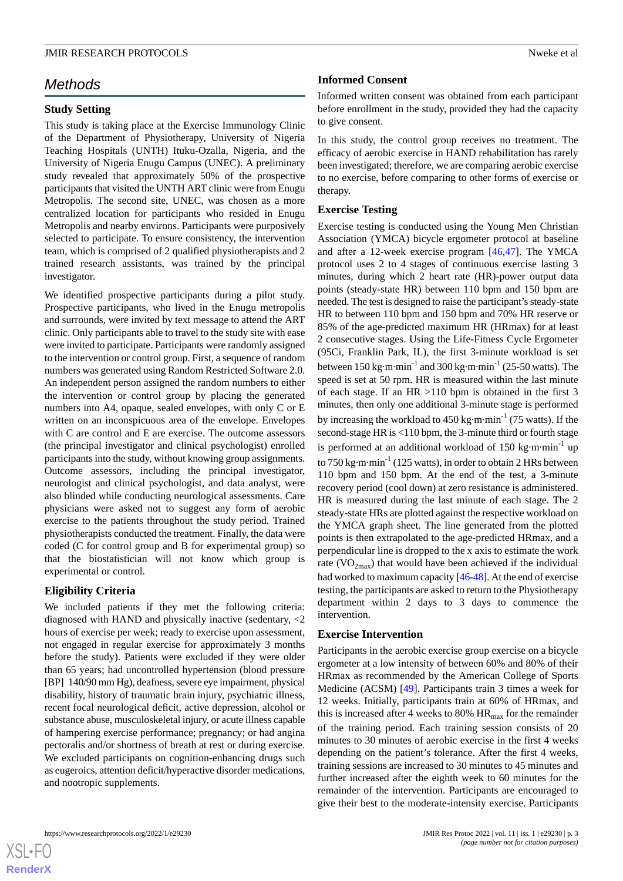# Methods

## Study Setting

This study is taking place at the Exercise Immunology Clinic of the Department of Physiotherapy, University of Nigeria Teaching Hospitals (UNTH) Ituku-Ozalla, Nigeria, and the University of Nigeria Enugu Campus (UNEC). A preliminary study revealed that approximately 50% of the prospective participants that visited the UNTH ART clinic were from Enugu Metropolis. The second site, UNEC, was chosen as a more centralized location for participants who resided in Enugu Metropolis and nearby environs. Participants were purposively selected to participate. To ensure consistency, the intervention team, which is comprised of 2 qualified physiotherapists and 2 trained research assistants, was trained by the principal investigator.

We identified prospective participants during a pilot study. Prospective participants, who lived in the Enugu metropolis and surrounds, were invited by text message to attend the ART clinic. Only participants able to travel to the study site with ease were invited to participate. Participants were randomly assigned to the intervention or control group. First, a sequence of random numbers was generated using Random Restricted Software 2.0. An independent person assigned the random numbers to either the intervention or control group by placing the generated numbers into A4, opaque, sealed envelopes, with only C or E written on an inconspicuous area of the envelope. Envelopes with C are control and E are exercise. The outcome assessors (the principal investigator and clinical psychologist) enrolled participants into the study, without knowing group assignments. Outcome assessors, including the principal investigator, neurologist and clinical psychologist, and data analyst, were also blinded while conducting neurological assessments. Care physicians were asked not to suggest any form of aerobic exercise to the patients throughout the study period. Trained physiotherapists conducted the treatment. Finally, the data were coded (C for control group and B for experimental group) so that the biostatistician will not know which group is experimental or control.

## Eligibility Criteria

We included patients if they met the following criteria: diagnosed with HAND and physically inactive (sedentary, <2 hours of exercise per week; ready to exercise upon assessment, not engaged in regular exercise for approximately 3 months before the study). Patients were excluded if they were older than 65 years; had uncontrolled hypertension (blood pressure [BP] 140/90 mm Hg), deafness, severe eye impairment, physical disability, history of traumatic brain injury, psychiatric illness, recent focal neurological deficit, active depression, alcohol or substance abuse, musculoskeletal injury, or acute illness capable of hampering exercise performance; pregnancy; or had angina pectoralis and/or shortness of breath at rest or during exercise. We excluded participants on cognition-enhancing drugs such as eugeroics, attention deficit/hyperactive disorder medications, and nootropic supplements.

## Informed Consent

Informed written consent was obtained from each participant before enrollment in the study, provided they had the capacity to give consent.

In this study, the control group receives no treatment. The efficacy of aerobic exercise in HAND rehabilitation has rarely been investigated; therefore, we are comparing aerobic exercise to no exercise, before comparing to other forms of exercise or therapy.

## Exercise Testing

Exercise testing is conducted using the Young Men Christian Association (YMCA) bicycle ergometer protocol at baseline and after a 12-week exercise program [46,47]. The YMCA protocol uses 2 to 4 stages of continuous exercise lasting 3 minutes, during which 2 heart rate (HR)-power output data points (steady-state HR) between 110 bpm and 150 bpm are needed. The test is designed to raise the participant's steady-state HR to between 110 bpm and 150 bpm and 70% HR reserve or 85% of the age-predicted maximum HR (HRmax) for at least 2 consecutive stages. Using the Life-Fitness Cycle Ergometer (95Ci, Franklin Park, IL), the first 3-minute workload is set between 150 kg·m·min$^{-1}$ and 300 kg·m·min$^{-1}$ (25-50 watts). The speed is set at 50 rpm. HR is measured within the last minute of each stage. If an HR >110 bpm is obtained in the first 3 minutes, then only one additional 3-minute stage is performed by increasing the workload to 450 kg·m·min$^{-1}$ (75 watts). If the second-stage HR is <110 bpm, the 3-minute third or fourth stage is performed at an additional workload of 150 kg·m·min$^{-1}$ up to 750 kg·m·min$^{-1}$ (125 watts), in order to obtain 2 HRs between 110 bpm and 150 bpm. At the end of the test, a 3-minute recovery period (cool down) at zero resistance is administered. HR is measured during the last minute of each stage. The 2 steady-state HRs are plotted against the respective workload on the YMCA graph sheet. The line generated from the plotted points is then extrapolated to the age-predicted HRmax, and a perpendicular line is dropped to the x axis to estimate the work rate ($VO_{2max}$) that would have been achieved if the individual had worked to maximum capacity [46-48]. At the end of exercise testing, the participants are asked to return to the Physiotherapy department within 2 days to 3 days to commence the intervention.

## Exercise Intervention

Participants in the aerobic exercise group exercise on a bicycle ergometer at a low intensity of between 60% and 80% of their HRmax as recommended by the American College of Sports Medicine (ACSM) [49]. Participants train 3 times a week for 12 weeks. Initially, participants train at 60% of HRmax, and this is increased after 4 weeks to 80% $HR_{max}$ for the remainder of the training period. Each training session consists of 20 minutes to 30 minutes of aerobic exercise in the first 4 weeks depending on the patient's tolerance. After the first 4 weeks, training sessions are increased to 30 minutes to 45 minutes and further increased after the eighth week to 60 minutes for the remainder of the intervention. Participants are encouraged to give their best to the moderate-intensity exercise. Participants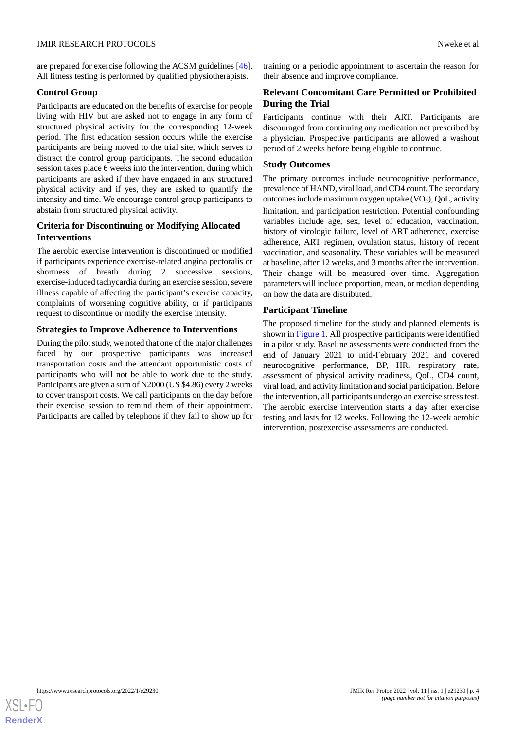are prepared for exercise following the ACSM guidelines [46]. All fitness testing is performed by qualified physiotherapists.

### Control Group

Participants are educated on the benefits of exercise for people living with HIV but are asked not to engage in any form of structured physical activity for the corresponding 12-week period. The first education session occurs while the exercise participants are being moved to the trial site, which serves to distract the control group participants. The second education session takes place 6 weeks into the intervention, during which participants are asked if they have engaged in any structured physical activity and if yes, they are asked to quantify the intensity and time. We encourage control group participants to abstain from structured physical activity.

### Criteria for Discontinuing or Modifying Allocated Interventions

The aerobic exercise intervention is discontinued or modified if participants experience exercise-related angina pectoralis or shortness of breath during 2 successive sessions, exercise-induced tachycardia during an exercise session, severe illness capable of affecting the participant's exercise capacity, complaints of worsening cognitive ability, or if participants request to discontinue or modify the exercise intensity.

### Strategies to Improve Adherence to Interventions

During the pilot study, we noted that one of the major challenges faced by our prospective participants was increased transportation costs and the attendant opportunistic costs of participants who will not be able to work due to the study. Participants are given a sum of N2000 (US $4.86) every 2 weeks to cover transport costs. We call participants on the day before their exercise session to remind them of their appointment. Participants are called by telephone if they fail to show up for training or a periodic appointment to ascertain the reason for their absence and improve compliance.

### Relevant Concomitant Care Permitted or Prohibited During the Trial

Participants continue with their ART. Participants are discouraged from continuing any medication not prescribed by a physician. Prospective participants are allowed a washout period of 2 weeks before being eligible to continue.

### Study Outcomes

The primary outcomes include neurocognitive performance, prevalence of HAND, viral load, and CD4 count. The secondary outcomes include maximum oxygen uptake ($VO_2$), QoL, activity limitation, and participation restriction. Potential confounding variables include age, sex, level of education, vaccination, history of virologic failure, level of ART adherence, exercise adherence, ART regimen, ovulation status, history of recent vaccination, and seasonality. These variables will be measured at baseline, after 12 weeks, and 3 months after the intervention. Their change will be measured over time. Aggregation parameters will include proportion, mean, or median depending on how the data are distributed.

### Participant Timeline

The proposed timeline for the study and planned elements is shown in Figure 1. All prospective participants were identified in a pilot study. Baseline assessments were conducted from the end of January 2021 to mid-February 2021 and covered neurocognitive performance, BP, HR, respiratory rate, assessment of physical activity readiness, QoL, CD4 count, viral load, and activity limitation and social participation. Before the intervention, all participants undergo an exercise stress test. The aerobic exercise intervention starts a day after exercise testing and lasts for 12 weeks. Following the 12-week aerobic intervention, postexercise assessments are conducted.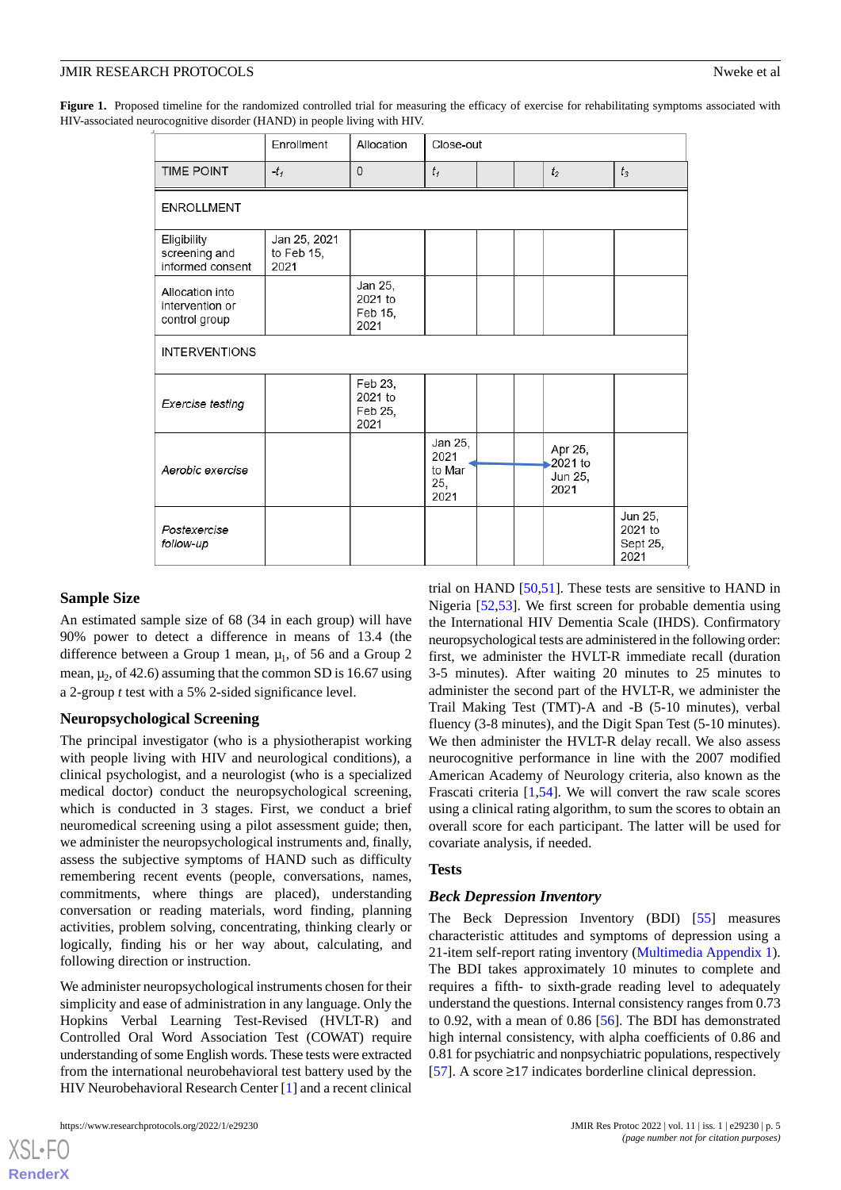**Figure 1.** Proposed timeline for the randomized controlled trial for measuring the efficacy of exercise for rehabilitating symptoms associated with HIV-associated neurocognitive disorder (HAND) in people living with HIV.

| | Enrollment | Allocation | Close-out | | | | |
|---|---|---|---|---|---|---|---|
| TIME POINT | $-t_1$ | 0 | $t_1$ | | | $t_2$ | $t_3$ |
| ENROLLMENT | | | | | | | |
| Eligibility screening and informed consent | Jan 25, 2021 to Feb 15, 2021 | | | | | | |
| Allocation into intervention or control group | | Jan 25, 2021 to Feb 15, 2021 | | | | | |
| INTERVENTIONS | | | | | | | |
| *Exercise testing* | | Feb 23, 2021 to Feb 25, 2021 | | | | | |
| *Aerobic exercise* | | | Jan 25, 2021 to Mar 25, 2021 | ← | → | Apr 25, 2021 to Jun 25, 2021 | |
| *Postexercise follow-up* | | | | | | | Jun 25, 2021 to Sept 25, 2021 |

## Sample Size

An estimated sample size of 68 (34 in each group) will have 90% power to detect a difference in means of 13.4 (the difference between a Group 1 mean, $\mu_1$, of 56 and a Group 2 mean, $\mu_2$, of 42.6) assuming that the common SD is 16.67 using a 2-group *t* test with a 5% 2-sided significance level.

## Neuropsychological Screening

The principal investigator (who is a physiotherapist working with people living with HIV and neurological conditions), a clinical psychologist, and a neurologist (who is a specialized medical doctor) conduct the neuropsychological screening, which is conducted in 3 stages. First, we conduct a brief neuromedical screening using a pilot assessment guide; then, we administer the neuropsychological instruments and, finally, assess the subjective symptoms of HAND such as difficulty remembering recent events (people, conversations, names, commitments, where things are placed), understanding conversation or reading materials, word finding, planning activities, problem solving, concentrating, thinking clearly or logically, finding his or her way about, calculating, and following direction or instruction.

We administer neuropsychological instruments chosen for their simplicity and ease of administration in any language. Only the Hopkins Verbal Learning Test-Revised (HVLT-R) and Controlled Oral Word Association Test (COWAT) require understanding of some English words. These tests were extracted from the international neurobehavioral test battery used by the HIV Neurobehavioral Research Center [1] and a recent clinical trial on HAND [50,51]. These tests are sensitive to HAND in Nigeria [52,53]. We first screen for probable dementia using the International HIV Dementia Scale (IHDS). Confirmatory neuropsychological tests are administered in the following order: first, we administer the HVLT-R immediate recall (duration 3-5 minutes). After waiting 20 minutes to 25 minutes to administer the second part of the HVLT-R, we administer the Trail Making Test (TMT)-A and -B (5-10 minutes), verbal fluency (3-8 minutes), and the Digit Span Test (5-10 minutes). We then administer the HVLT-R delay recall. We also assess neurocognitive performance in line with the 2007 modified American Academy of Neurology criteria, also known as the Frascati criteria [1,54]. We will convert the raw scale scores using a clinical rating algorithm, to sum the scores to obtain an overall score for each participant. The latter will be used for covariate analysis, if needed.

## Tests

### Beck Depression Inventory

The Beck Depression Inventory (BDI) [55] measures characteristic attitudes and symptoms of depression using a 21-item self-report rating inventory (Multimedia Appendix 1). The BDI takes approximately 10 minutes to complete and requires a fifth- to sixth-grade reading level to adequately understand the questions. Internal consistency ranges from 0.73 to 0.92, with a mean of 0.86 [56]. The BDI has demonstrated high internal consistency, with alpha coefficients of 0.86 and 0.81 for psychiatric and nonpsychiatric populations, respectively [57]. A score ≥17 indicates borderline clinical depression.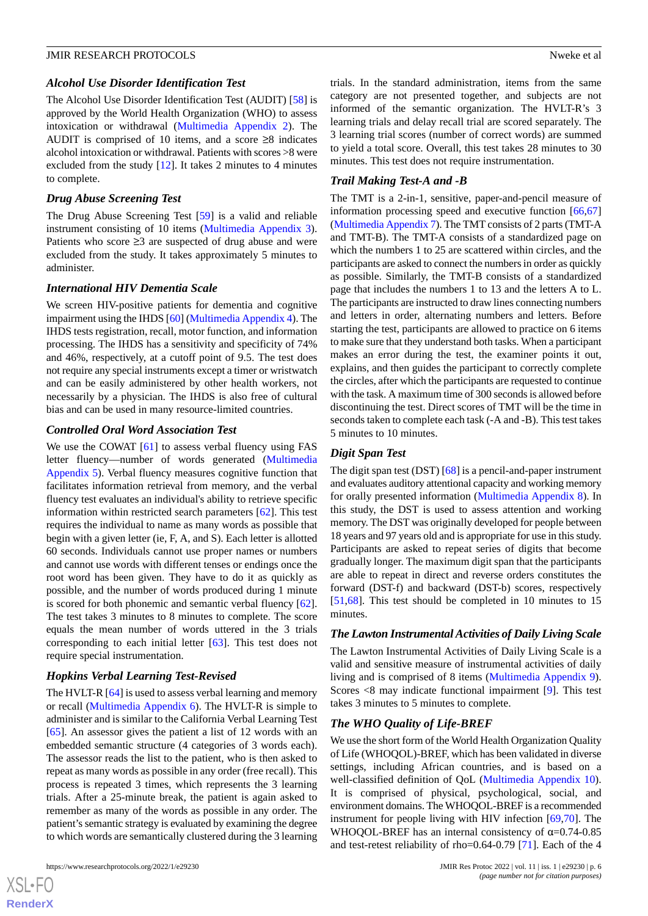### Alcohol Use Disorder Identification Test

The Alcohol Use Disorder Identification Test (AUDIT) [58] is approved by the World Health Organization (WHO) to assess intoxication or withdrawal (Multimedia Appendix 2). The AUDIT is comprised of 10 items, and a score ≥8 indicates alcohol intoxication or withdrawal. Patients with scores >8 were excluded from the study [12]. It takes 2 minutes to 4 minutes to complete.

### Drug Abuse Screening Test

The Drug Abuse Screening Test [59] is a valid and reliable instrument consisting of 10 items (Multimedia Appendix 3). Patients who score ≥3 are suspected of drug abuse and were excluded from the study. It takes approximately 5 minutes to administer.

### International HIV Dementia Scale

We screen HIV-positive patients for dementia and cognitive impairment using the IHDS [60] (Multimedia Appendix 4). The IHDS tests registration, recall, motor function, and information processing. The IHDS has a sensitivity and specificity of 74% and 46%, respectively, at a cutoff point of 9.5. The test does not require any special instruments except a timer or wristwatch and can be easily administered by other health workers, not necessarily by a physician. The IHDS is also free of cultural bias and can be used in many resource-limited countries.

### Controlled Oral Word Association Test

We use the COWAT [61] to assess verbal fluency using FAS letter fluency—number of words generated (Multimedia Appendix 5). Verbal fluency measures cognitive function that facilitates information retrieval from memory, and the verbal fluency test evaluates an individual's ability to retrieve specific information within restricted search parameters [62]. This test requires the individual to name as many words as possible that begin with a given letter (ie, F, A, and S). Each letter is allotted 60 seconds. Individuals cannot use proper names or numbers and cannot use words with different tenses or endings once the root word has been given. They have to do it as quickly as possible, and the number of words produced during 1 minute is scored for both phonemic and semantic verbal fluency [62]. The test takes 3 minutes to 8 minutes to complete. The score equals the mean number of words uttered in the 3 trials corresponding to each initial letter [63]. This test does not require special instrumentation.

### Hopkins Verbal Learning Test-Revised

The HVLT-R [64] is used to assess verbal learning and memory or recall (Multimedia Appendix 6). The HVLT-R is simple to administer and is similar to the California Verbal Learning Test [65]. An assessor gives the patient a list of 12 words with an embedded semantic structure (4 categories of 3 words each). The assessor reads the list to the patient, who is then asked to repeat as many words as possible in any order (free recall). This process is repeated 3 times, which represents the 3 learning trials. After a 25-minute break, the patient is again asked to remember as many of the words as possible in any order. The patient's semantic strategy is evaluated by examining the degree to which words are semantically clustered during the 3 learning trials. In the standard administration, items from the same category are not presented together, and subjects are not informed of the semantic organization. The HVLT-R's 3 learning trials and delay recall trial are scored separately. The 3 learning trial scores (number of correct words) are summed to yield a total score. Overall, this test takes 28 minutes to 30 minutes. This test does not require instrumentation.

### Trail Making Test-A and -B

The TMT is a 2-in-1, sensitive, paper-and-pencil measure of information processing speed and executive function [66,67] (Multimedia Appendix 7). The TMT consists of 2 parts (TMT-A and TMT-B). The TMT-A consists of a standardized page on which the numbers 1 to 25 are scattered within circles, and the participants are asked to connect the numbers in order as quickly as possible. Similarly, the TMT-B consists of a standardized page that includes the numbers 1 to 13 and the letters A to L. The participants are instructed to draw lines connecting numbers and letters in order, alternating numbers and letters. Before starting the test, participants are allowed to practice on 6 items to make sure that they understand both tasks. When a participant makes an error during the test, the examiner points it out, explains, and then guides the participant to correctly complete the circles, after which the participants are requested to continue with the task. A maximum time of 300 seconds is allowed before discontinuing the test. Direct scores of TMT will be the time in seconds taken to complete each task (-A and -B). This test takes 5 minutes to 10 minutes.

### Digit Span Test

The digit span test (DST) [68] is a pencil-and-paper instrument and evaluates auditory attentional capacity and working memory for orally presented information (Multimedia Appendix 8). In this study, the DST is used to assess attention and working memory. The DST was originally developed for people between 18 years and 97 years old and is appropriate for use in this study. Participants are asked to repeat series of digits that become gradually longer. The maximum digit span that the participants are able to repeat in direct and reverse orders constitutes the forward (DST-f) and backward (DST-b) scores, respectively [51,68]. This test should be completed in 10 minutes to 15 minutes.

### The Lawton Instrumental Activities of Daily Living Scale

The Lawton Instrumental Activities of Daily Living Scale is a valid and sensitive measure of instrumental activities of daily living and is comprised of 8 items (Multimedia Appendix 9). Scores <8 may indicate functional impairment [9]. This test takes 3 minutes to 5 minutes to complete.

### The WHO Quality of Life-BREF

We use the short form of the World Health Organization Quality of Life (WHOQOL)-BREF, which has been validated in diverse settings, including African countries, and is based on a well-classified definition of QoL (Multimedia Appendix 10). It is comprised of physical, psychological, social, and environment domains. The WHOQOL-BREF is a recommended instrument for people living with HIV infection [69,70]. The WHOQOL-BREF has an internal consistency of α=0.74-0.85 and test-retest reliability of rho=0.64-0.79 [71]. Each of the 4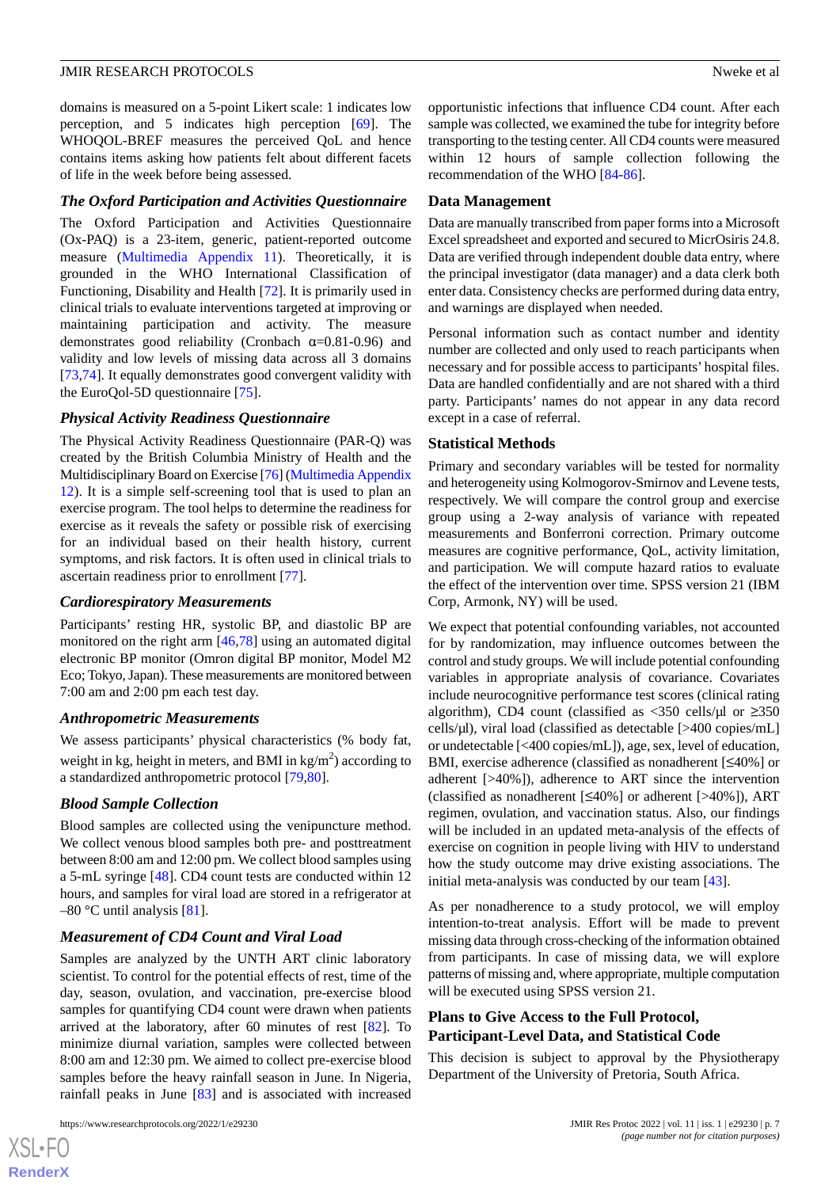domains is measured on a 5-point Likert scale: 1 indicates low perception, and 5 indicates high perception [69]. The WHOQOL-BREF measures the perceived QoL and hence contains items asking how patients felt about different facets of life in the week before being assessed.

### The Oxford Participation and Activities Questionnaire

The Oxford Participation and Activities Questionnaire (Ox-PAQ) is a 23-item, generic, patient-reported outcome measure (Multimedia Appendix 11). Theoretically, it is grounded in the WHO International Classification of Functioning, Disability and Health [72]. It is primarily used in clinical trials to evaluate interventions targeted at improving or maintaining participation and activity. The measure demonstrates good reliability (Cronbach α=0.81-0.96) and validity and low levels of missing data across all 3 domains [73,74]. It equally demonstrates good convergent validity with the EuroQol-5D questionnaire [75].

### Physical Activity Readiness Questionnaire

The Physical Activity Readiness Questionnaire (PAR-Q) was created by the British Columbia Ministry of Health and the Multidisciplinary Board on Exercise [76] (Multimedia Appendix 12). It is a simple self-screening tool that is used to plan an exercise program. The tool helps to determine the readiness for exercise as it reveals the safety or possible risk of exercising for an individual based on their health history, current symptoms, and risk factors. It is often used in clinical trials to ascertain readiness prior to enrollment [77].

### Cardiorespiratory Measurements

Participants' resting HR, systolic BP, and diastolic BP are monitored on the right arm [46,78] using an automated digital electronic BP monitor (Omron digital BP monitor, Model M2 Eco; Tokyo, Japan). These measurements are monitored between 7:00 am and 2:00 pm each test day.

### Anthropometric Measurements

We assess participants' physical characteristics (% body fat, weight in kg, height in meters, and BMI in kg/m$^2$) according to a standardized anthropometric protocol [79,80].

### Blood Sample Collection

Blood samples are collected using the venipuncture method. We collect venous blood samples both pre- and posttreatment between 8:00 am and 12:00 pm. We collect blood samples using a 5-mL syringe [48]. CD4 count tests are conducted within 12 hours, and samples for viral load are stored in a refrigerator at –80 °C until analysis [81].

### Measurement of CD4 Count and Viral Load

Samples are analyzed by the UNTH ART clinic laboratory scientist. To control for the potential effects of rest, time of the day, season, ovulation, and vaccination, pre-exercise blood samples for quantifying CD4 count were drawn when patients arrived at the laboratory, after 60 minutes of rest [82]. To minimize diurnal variation, samples were collected between 8:00 am and 12:30 pm. We aimed to collect pre-exercise blood samples before the heavy rainfall season in June. In Nigeria, rainfall peaks in June [83] and is associated with increased opportunistic infections that influence CD4 count. After each sample was collected, we examined the tube for integrity before transporting to the testing center. All CD4 counts were measured within 12 hours of sample collection following the recommendation of the WHO [84-86].

## Data Management

Data are manually transcribed from paper forms into a Microsoft Excel spreadsheet and exported and secured to MicrOsiris 24.8. Data are verified through independent double data entry, where the principal investigator (data manager) and a data clerk both enter data. Consistency checks are performed during data entry, and warnings are displayed when needed.

Personal information such as contact number and identity number are collected and only used to reach participants when necessary and for possible access to participants' hospital files. Data are handled confidentially and are not shared with a third party. Participants' names do not appear in any data record except in a case of referral.

## Statistical Methods

Primary and secondary variables will be tested for normality and heterogeneity using Kolmogorov-Smirnov and Levene tests, respectively. We will compare the control group and exercise group using a 2-way analysis of variance with repeated measurements and Bonferroni correction. Primary outcome measures are cognitive performance, QoL, activity limitation, and participation. We will compute hazard ratios to evaluate the effect of the intervention over time. SPSS version 21 (IBM Corp, Armonk, NY) will be used.

We expect that potential confounding variables, not accounted for by randomization, may influence outcomes between the control and study groups. We will include potential confounding variables in appropriate analysis of covariance. Covariates include neurocognitive performance test scores (clinical rating algorithm), CD4 count (classified as <350 cells/μl or ≥350 cells/μl), viral load (classified as detectable [>400 copies/mL] or undetectable [<400 copies/mL]), age, sex, level of education, BMI, exercise adherence (classified as nonadherent [≤40%] or adherent [>40%]), adherence to ART since the intervention (classified as nonadherent [≤40%] or adherent [>40%]), ART regimen, ovulation, and vaccination status. Also, our findings will be included in an updated meta-analysis of the effects of exercise on cognition in people living with HIV to understand how the study outcome may drive existing associations. The initial meta-analysis was conducted by our team [43].

As per nonadherence to a study protocol, we will employ intention-to-treat analysis. Effort will be made to prevent missing data through cross-checking of the information obtained from participants. In case of missing data, we will explore patterns of missing and, where appropriate, multiple computation will be executed using SPSS version 21.

## Plans to Give Access to the Full Protocol, Participant-Level Data, and Statistical Code

This decision is subject to approval by the Physiotherapy Department of the University of Pretoria, South Africa.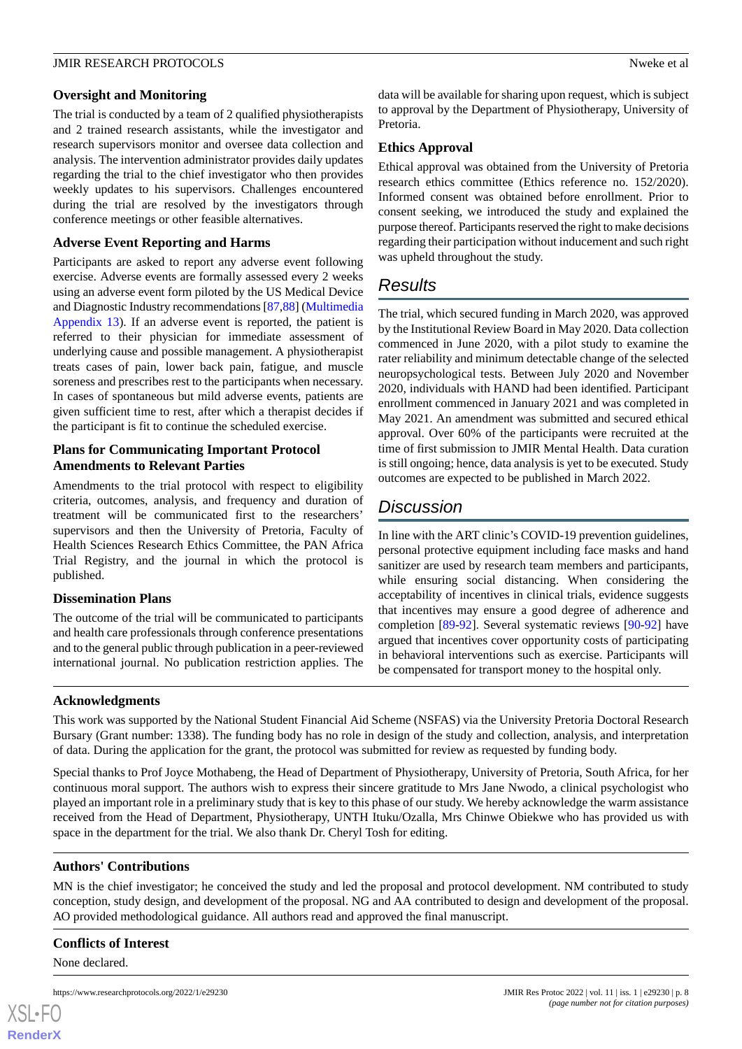### Oversight and Monitoring

The trial is conducted by a team of 2 qualified physiotherapists and 2 trained research assistants, while the investigator and research supervisors monitor and oversee data collection and analysis. The intervention administrator provides daily updates regarding the trial to the chief investigator who then provides weekly updates to his supervisors. Challenges encountered during the trial are resolved by the investigators through conference meetings or other feasible alternatives.

### Adverse Event Reporting and Harms

Participants are asked to report any adverse event following exercise. Adverse events are formally assessed every 2 weeks using an adverse event form piloted by the US Medical Device and Diagnostic Industry recommendations [87,88] (Multimedia Appendix 13). If an adverse event is reported, the patient is referred to their physician for immediate assessment of underlying cause and possible management. A physiotherapist treats cases of pain, lower back pain, fatigue, and muscle soreness and prescribes rest to the participants when necessary. In cases of spontaneous but mild adverse events, patients are given sufficient time to rest, after which a therapist decides if the participant is fit to continue the scheduled exercise.

### Plans for Communicating Important Protocol Amendments to Relevant Parties

Amendments to the trial protocol with respect to eligibility criteria, outcomes, analysis, and frequency and duration of treatment will be communicated first to the researchers' supervisors and then the University of Pretoria, Faculty of Health Sciences Research Ethics Committee, the PAN Africa Trial Registry, and the journal in which the protocol is published.

### Dissemination Plans

The outcome of the trial will be communicated to participants and health care professionals through conference presentations and to the general public through publication in a peer-reviewed international journal. No publication restriction applies. The data will be available for sharing upon request, which is subject to approval by the Department of Physiotherapy, University of Pretoria.

### Ethics Approval

Ethical approval was obtained from the University of Pretoria research ethics committee (Ethics reference no. 152/2020). Informed consent was obtained before enrollment. Prior to consent seeking, we introduced the study and explained the purpose thereof. Participants reserved the right to make decisions regarding their participation without inducement and such right was upheld throughout the study.

## Results

The trial, which secured funding in March 2020, was approved by the Institutional Review Board in May 2020. Data collection commenced in June 2020, with a pilot study to examine the rater reliability and minimum detectable change of the selected neuropsychological tests. Between July 2020 and November 2020, individuals with HAND had been identified. Participant enrollment commenced in January 2021 and was completed in May 2021. An amendment was submitted and secured ethical approval. Over 60% of the participants were recruited at the time of first submission to JMIR Mental Health. Data curation is still ongoing; hence, data analysis is yet to be executed. Study outcomes are expected to be published in March 2022.

## Discussion

In line with the ART clinic's COVID-19 prevention guidelines, personal protective equipment including face masks and hand sanitizer are used by research team members and participants, while ensuring social distancing. When considering the acceptability of incentives in clinical trials, evidence suggests that incentives may ensure a good degree of adherence and completion [89-92]. Several systematic reviews [90-92] have argued that incentives cover opportunity costs of participating in behavioral interventions such as exercise. Participants will be compensated for transport money to the hospital only.

### Acknowledgments

This work was supported by the National Student Financial Aid Scheme (NSFAS) via the University Pretoria Doctoral Research Bursary (Grant number: 1338). The funding body has no role in design of the study and collection, analysis, and interpretation of data. During the application for the grant, the protocol was submitted for review as requested by funding body.

Special thanks to Prof Joyce Mothabeng, the Head of Department of Physiotherapy, University of Pretoria, South Africa, for her continuous moral support. The authors wish to express their sincere gratitude to Mrs Jane Nwodo, a clinical psychologist who played an important role in a preliminary study that is key to this phase of our study. We hereby acknowledge the warm assistance received from the Head of Department, Physiotherapy, UNTH Ituku/Ozalla, Mrs Chinwe Obiekwe who has provided us with space in the department for the trial. We also thank Dr. Cheryl Tosh for editing.

### Authors' Contributions

MN is the chief investigator; he conceived the study and led the proposal and protocol development. NM contributed to study conception, study design, and development of the proposal. NG and AA contributed to design and development of the proposal. AO provided methodological guidance. All authors read and approved the final manuscript.

### Conflicts of Interest

None declared.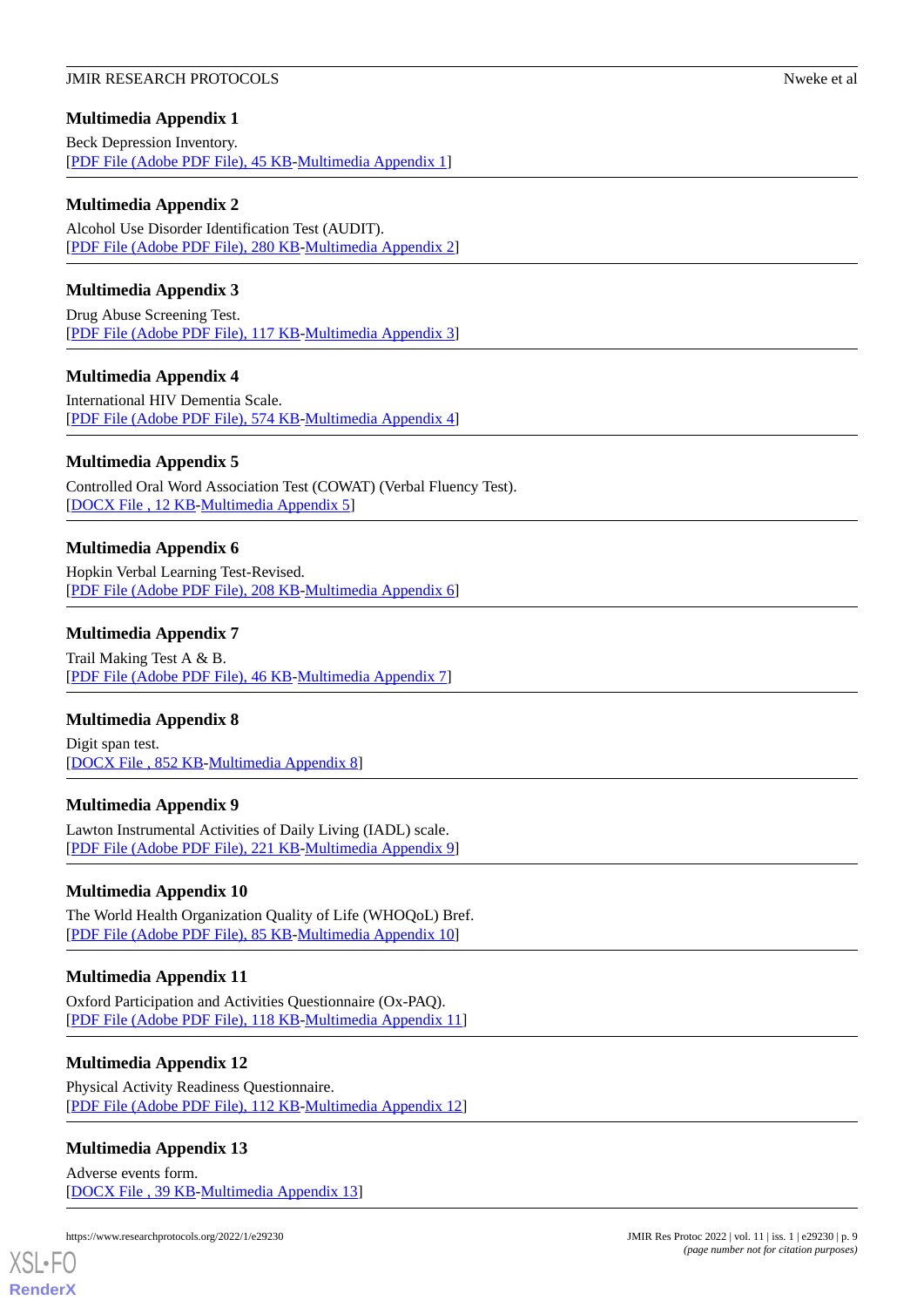## Multimedia Appendix 1

Beck Depression Inventory.
[PDF File (Adobe PDF File), 45 KB-Multimedia Appendix 1]

## Multimedia Appendix 2

Alcohol Use Disorder Identification Test (AUDIT).
[PDF File (Adobe PDF File), 280 KB-Multimedia Appendix 2]

## Multimedia Appendix 3

Drug Abuse Screening Test.
[PDF File (Adobe PDF File), 117 KB-Multimedia Appendix 3]

## Multimedia Appendix 4

International HIV Dementia Scale.
[PDF File (Adobe PDF File), 574 KB-Multimedia Appendix 4]

## Multimedia Appendix 5

Controlled Oral Word Association Test (COWAT) (Verbal Fluency Test).
[DOCX File , 12 KB-Multimedia Appendix 5]

## Multimedia Appendix 6

Hopkin Verbal Learning Test-Revised.
[PDF File (Adobe PDF File), 208 KB-Multimedia Appendix 6]

## Multimedia Appendix 7

Trail Making Test A & B.
[PDF File (Adobe PDF File), 46 KB-Multimedia Appendix 7]

## Multimedia Appendix 8

Digit span test.
[DOCX File , 852 KB-Multimedia Appendix 8]

## Multimedia Appendix 9

Lawton Instrumental Activities of Daily Living (IADL) scale.
[PDF File (Adobe PDF File), 221 KB-Multimedia Appendix 9]

## Multimedia Appendix 10

The World Health Organization Quality of Life (WHOQoL) Bref.
[PDF File (Adobe PDF File), 85 KB-Multimedia Appendix 10]

## Multimedia Appendix 11

Oxford Participation and Activities Questionnaire (Ox-PAQ).
[PDF File (Adobe PDF File), 118 KB-Multimedia Appendix 11]

## Multimedia Appendix 12

Physical Activity Readiness Questionnaire.
[PDF File (Adobe PDF File), 112 KB-Multimedia Appendix 12]

## Multimedia Appendix 13

Adverse events form.
[DOCX File , 39 KB-Multimedia Appendix 13]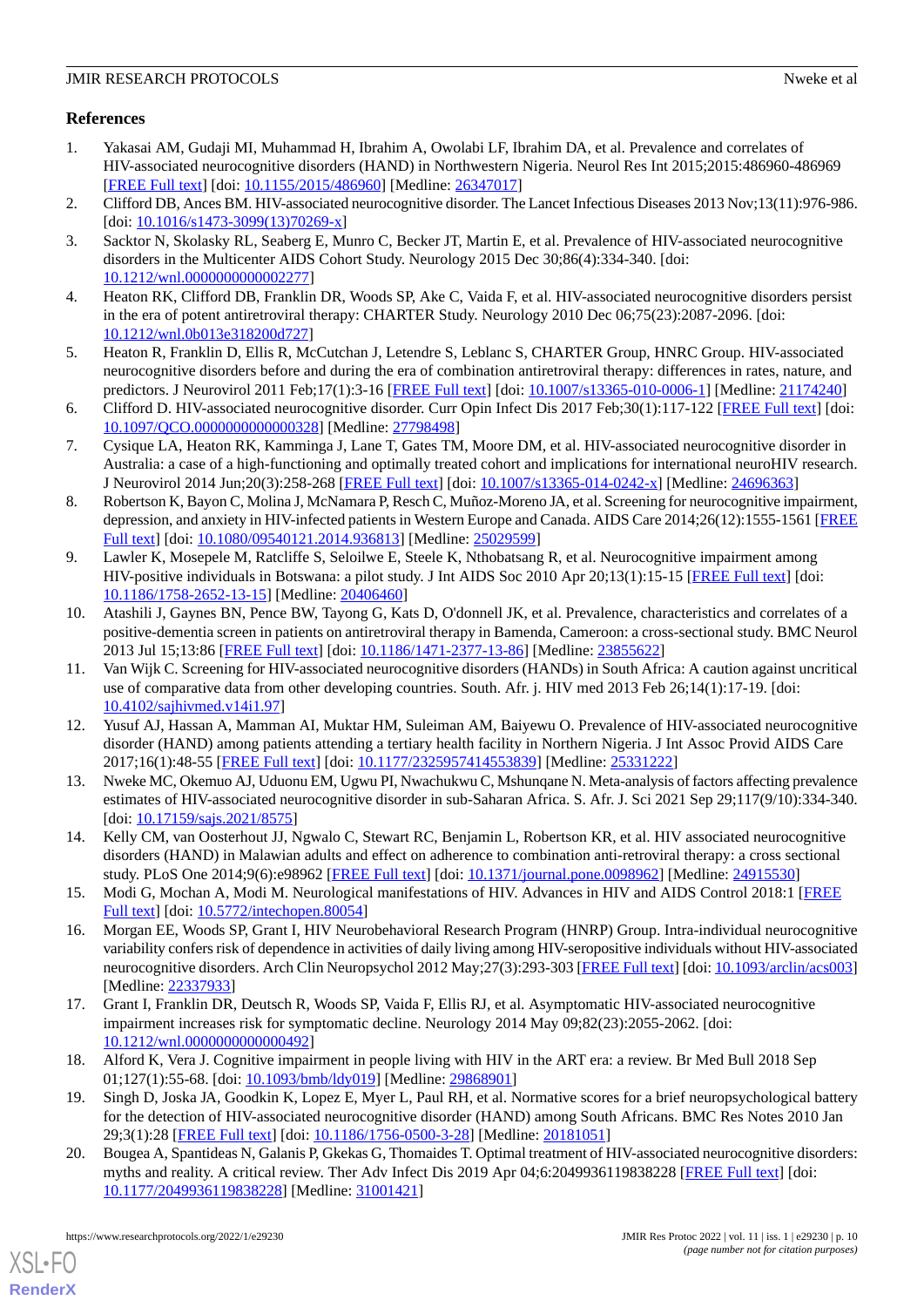## References

1. Yakasai AM, Gudaji MI, Muhammad H, Ibrahim A, Owolabi LF, Ibrahim DA, et al. Prevalence and correlates of HIV-associated neurocognitive disorders (HAND) in Northwestern Nigeria. Neurol Res Int 2015;2015:486960-486969 [FREE Full text] [doi: 10.1155/2015/486960] [Medline: 26347017]
2. Clifford DB, Ances BM. HIV-associated neurocognitive disorder. The Lancet Infectious Diseases 2013 Nov;13(11):976-986. [doi: 10.1016/s1473-3099(13)70269-x]
3. Sacktor N, Skolasky RL, Seaberg E, Munro C, Becker JT, Martin E, et al. Prevalence of HIV-associated neurocognitive disorders in the Multicenter AIDS Cohort Study. Neurology 2015 Dec 30;86(4):334-340. [doi: 10.1212/wnl.0000000000002277]
4. Heaton RK, Clifford DB, Franklin DR, Woods SP, Ake C, Vaida F, et al. HIV-associated neurocognitive disorders persist in the era of potent antiretroviral therapy: CHARTER Study. Neurology 2010 Dec 06;75(23):2087-2096. [doi: 10.1212/wnl.0b013e318200d727]
5. Heaton R, Franklin D, Ellis R, McCutchan J, Letendre S, Leblanc S, CHARTER Group, HNRC Group. HIV-associated neurocognitive disorders before and during the era of combination antiretroviral therapy: differences in rates, nature, and predictors. J Neurovirol 2011 Feb;17(1):3-16 [FREE Full text] [doi: 10.1007/s13365-010-0006-1] [Medline: 21174240]
6. Clifford D. HIV-associated neurocognitive disorder. Curr Opin Infect Dis 2017 Feb;30(1):117-122 [FREE Full text] [doi: 10.1097/QCO.0000000000000328] [Medline: 27798498]
7. Cysique LA, Heaton RK, Kamminga J, Lane T, Gates TM, Moore DM, et al. HIV-associated neurocognitive disorder in Australia: a case of a high-functioning and optimally treated cohort and implications for international neuroHIV research. J Neurovirol 2014 Jun;20(3):258-268 [FREE Full text] [doi: 10.1007/s13365-014-0242-x] [Medline: 24696363]
8. Robertson K, Bayon C, Molina J, McNamara P, Resch C, Muñoz-Moreno JA, et al. Screening for neurocognitive impairment, depression, and anxiety in HIV-infected patients in Western Europe and Canada. AIDS Care 2014;26(12):1555-1561 [FREE Full text] [doi: 10.1080/09540121.2014.936813] [Medline: 25029599]
9. Lawler K, Mosepele M, Ratcliffe S, Seloilwe E, Steele K, Nthobatsang R, et al. Neurocognitive impairment among HIV-positive individuals in Botswana: a pilot study. J Int AIDS Soc 2010 Apr 20;13(1):15-15 [FREE Full text] [doi: 10.1186/1758-2652-13-15] [Medline: 20406460]
10. Atashili J, Gaynes BN, Pence BW, Tayong G, Kats D, O'donnell JK, et al. Prevalence, characteristics and correlates of a positive-dementia screen in patients on antiretroviral therapy in Bamenda, Cameroon: a cross-sectional study. BMC Neurol 2013 Jul 15;13:86 [FREE Full text] [doi: 10.1186/1471-2377-13-86] [Medline: 23855622]
11. Van Wijk C. Screening for HIV-associated neurocognitive disorders (HANDs) in South Africa: A caution against uncritical use of comparative data from other developing countries. South. Afr. j. HIV med 2013 Feb 26;14(1):17-19. [doi: 10.4102/sajhivmed.v14i1.97]
12. Yusuf AJ, Hassan A, Mamman AI, Muktar HM, Suleiman AM, Baiyewu O. Prevalence of HIV-associated neurocognitive disorder (HAND) among patients attending a tertiary health facility in Northern Nigeria. J Int Assoc Provid AIDS Care 2017;16(1):48-55 [FREE Full text] [doi: 10.1177/2325957414553839] [Medline: 25331222]
13. Nweke MC, Okemuo AJ, Uduonu EM, Ugwu PI, Nwachukwu C, Mshunqane N. Meta-analysis of factors affecting prevalence estimates of HIV-associated neurocognitive disorder in sub-Saharan Africa. S. Afr. J. Sci 2021 Sep 29;117(9/10):334-340. [doi: 10.17159/sajs.2021/8575]
14. Kelly CM, van Oosterhout JJ, Ngwalo C, Stewart RC, Benjamin L, Robertson KR, et al. HIV associated neurocognitive disorders (HAND) in Malawian adults and effect on adherence to combination anti-retroviral therapy: a cross sectional study. PLoS One 2014;9(6):e98962 [FREE Full text] [doi: 10.1371/journal.pone.0098962] [Medline: 24915530]
15. Modi G, Mochan A, Modi M. Neurological manifestations of HIV. Advances in HIV and AIDS Control 2018:1 [FREE Full text] [doi: 10.5772/intechopen.80054]
16. Morgan EE, Woods SP, Grant I, HIV Neurobehavioral Research Program (HNRP) Group. Intra-individual neurocognitive variability confers risk of dependence in activities of daily living among HIV-seropositive individuals without HIV-associated neurocognitive disorders. Arch Clin Neuropsychol 2012 May;27(3):293-303 [FREE Full text] [doi: 10.1093/arclin/acs003] [Medline: 22337933]
17. Grant I, Franklin DR, Deutsch R, Woods SP, Vaida F, Ellis RJ, et al. Asymptomatic HIV-associated neurocognitive impairment increases risk for symptomatic decline. Neurology 2014 May 09;82(23):2055-2062. [doi: 10.1212/wnl.0000000000000492]
18. Alford K, Vera J. Cognitive impairment in people living with HIV in the ART era: a review. Br Med Bull 2018 Sep 01;127(1):55-68. [doi: 10.1093/bmb/ldy019] [Medline: 29868901]
19. Singh D, Joska JA, Goodkin K, Lopez E, Myer L, Paul RH, et al. Normative scores for a brief neuropsychological battery for the detection of HIV-associated neurocognitive disorder (HAND) among South Africans. BMC Res Notes 2010 Jan 29;3(1):28 [FREE Full text] [doi: 10.1186/1756-0500-3-28] [Medline: 20181051]
20. Bougea A, Spantideas N, Galanis P, Gkekas G, Thomaides T. Optimal treatment of HIV-associated neurocognitive disorders: myths and reality. A critical review. Ther Adv Infect Dis 2019 Apr 04;6:2049936119838228 [FREE Full text] [doi: 10.1177/2049936119838228] [Medline: 31001421]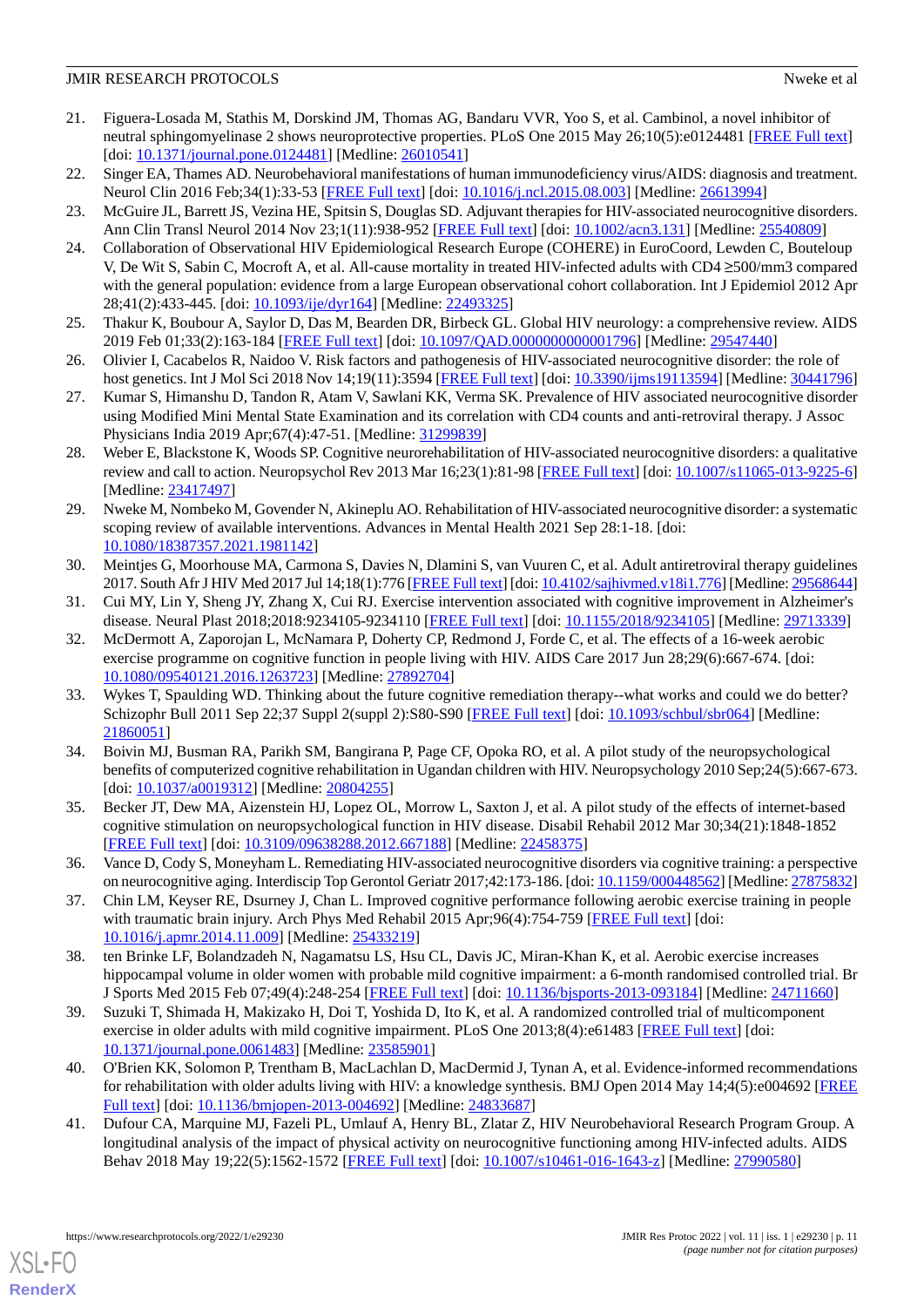21. Figuera-Losada M, Stathis M, Dorskind JM, Thomas AG, Bandaru VVR, Yoo S, et al. Cambinol, a novel inhibitor of neutral sphingomyelinase 2 shows neuroprotective properties. PLoS One 2015 May 26;10(5):e0124481 [FREE Full text] [doi: 10.1371/journal.pone.0124481] [Medline: 26010541]
22. Singer EA, Thames AD. Neurobehavioral manifestations of human immunodeficiency virus/AIDS: diagnosis and treatment. Neurol Clin 2016 Feb;34(1):33-53 [FREE Full text] [doi: 10.1016/j.ncl.2015.08.003] [Medline: 26613994]
23. McGuire JL, Barrett JS, Vezina HE, Spitsin S, Douglas SD. Adjuvant therapies for HIV-associated neurocognitive disorders. Ann Clin Transl Neurol 2014 Nov 23;1(11):938-952 [FREE Full text] [doi: 10.1002/acn3.131] [Medline: 25540809]
24. Collaboration of Observational HIV Epidemiological Research Europe (COHERE) in EuroCoord, Lewden C, Bouteloup V, De Wit S, Sabin C, Mocroft A, et al. All-cause mortality in treated HIV-infected adults with CD4 ≥500/mm3 compared with the general population: evidence from a large European observational cohort collaboration. Int J Epidemiol 2012 Apr 28;41(2):433-445. [doi: 10.1093/ije/dyr164] [Medline: 22493325]
25. Thakur K, Boubour A, Saylor D, Das M, Bearden DR, Birbeck GL. Global HIV neurology: a comprehensive review. AIDS 2019 Feb 01;33(2):163-184 [FREE Full text] [doi: 10.1097/QAD.0000000000001796] [Medline: 29547440]
26. Olivier I, Cacabelos R, Naidoo V. Risk factors and pathogenesis of HIV-associated neurocognitive disorder: the role of host genetics. Int J Mol Sci 2018 Nov 14;19(11):3594 [FREE Full text] [doi: 10.3390/ijms19113594] [Medline: 30441796]
27. Kumar S, Himanshu D, Tandon R, Atam V, Sawlani KK, Verma SK. Prevalence of HIV associated neurocognitive disorder using Modified Mini Mental State Examination and its correlation with CD4 counts and anti-retroviral therapy. J Assoc Physicians India 2019 Apr;67(4):47-51. [Medline: 31299839]
28. Weber E, Blackstone K, Woods SP. Cognitive neurorehabilitation of HIV-associated neurocognitive disorders: a qualitative review and call to action. Neuropsychol Rev 2013 Mar 16;23(1):81-98 [FREE Full text] [doi: 10.1007/s11065-013-9225-6] [Medline: 23417497]
29. Nweke M, Nombeko M, Govender N, Akineplu AO. Rehabilitation of HIV-associated neurocognitive disorder: a systematic scoping review of available interventions. Advances in Mental Health 2021 Sep 28:1-18. [doi: 10.1080/18387357.2021.1981142]
30. Meintjes G, Moorhouse MA, Carmona S, Davies N, Dlamini S, van Vuuren C, et al. Adult antiretroviral therapy guidelines 2017. South Afr J HIV Med 2017 Jul 14;18(1):776 [FREE Full text] [doi: 10.4102/sajhivmed.v18i1.776] [Medline: 29568644]
31. Cui MY, Lin Y, Sheng JY, Zhang X, Cui RJ. Exercise intervention associated with cognitive improvement in Alzheimer's disease. Neural Plast 2018;2018:9234105-9234110 [FREE Full text] [doi: 10.1155/2018/9234105] [Medline: 29713339]
32. McDermott A, Zaporojan L, McNamara P, Doherty CP, Redmond J, Forde C, et al. The effects of a 16-week aerobic exercise programme on cognitive function in people living with HIV. AIDS Care 2017 Jun 28;29(6):667-674. [doi: 10.1080/09540121.2016.1263723] [Medline: 27892704]
33. Wykes T, Spaulding WD. Thinking about the future cognitive remediation therapy--what works and could we do better? Schizophr Bull 2011 Sep 22;37 Suppl 2(suppl 2):S80-S90 [FREE Full text] [doi: 10.1093/schbul/sbr064] [Medline: 21860051]
34. Boivin MJ, Busman RA, Parikh SM, Bangirana P, Page CF, Opoka RO, et al. A pilot study of the neuropsychological benefits of computerized cognitive rehabilitation in Ugandan children with HIV. Neuropsychology 2010 Sep;24(5):667-673. [doi: 10.1037/a0019312] [Medline: 20804255]
35. Becker JT, Dew MA, Aizenstein HJ, Lopez OL, Morrow L, Saxton J, et al. A pilot study of the effects of internet-based cognitive stimulation on neuropsychological function in HIV disease. Disabil Rehabil 2012 Mar 30;34(21):1848-1852 [FREE Full text] [doi: 10.3109/09638288.2012.667188] [Medline: 22458375]
36. Vance D, Cody S, Moneyham L. Remediating HIV-associated neurocognitive disorders via cognitive training: a perspective on neurocognitive aging. Interdiscip Top Gerontol Geriatr 2017;42:173-186. [doi: 10.1159/000448562] [Medline: 27875832]
37. Chin LM, Keyser RE, Dsurney J, Chan L. Improved cognitive performance following aerobic exercise training in people with traumatic brain injury. Arch Phys Med Rehabil 2015 Apr;96(4):754-759 [FREE Full text] [doi: 10.1016/j.apmr.2014.11.009] [Medline: 25433219]
38. ten Brinke LF, Bolandzadeh N, Nagamatsu LS, Hsu CL, Davis JC, Miran-Khan K, et al. Aerobic exercise increases hippocampal volume in older women with probable mild cognitive impairment: a 6-month randomised controlled trial. Br J Sports Med 2015 Feb 07;49(4):248-254 [FREE Full text] [doi: 10.1136/bjsports-2013-093184] [Medline: 24711660]
39. Suzuki T, Shimada H, Makizako H, Doi T, Yoshida D, Ito K, et al. A randomized controlled trial of multicomponent exercise in older adults with mild cognitive impairment. PLoS One 2013;8(4):e61483 [FREE Full text] [doi: 10.1371/journal.pone.0061483] [Medline: 23585901]
40. O'Brien KK, Solomon P, Trentham B, MacLachlan D, MacDermid J, Tynan A, et al. Evidence-informed recommendations for rehabilitation with older adults living with HIV: a knowledge synthesis. BMJ Open 2014 May 14;4(5):e004692 [FREE Full text] [doi: 10.1136/bmjopen-2013-004692] [Medline: 24833687]
41. Dufour CA, Marquine MJ, Fazeli PL, Umlauf A, Henry BL, Zlatar Z, HIV Neurobehavioral Research Program Group. A longitudinal analysis of the impact of physical activity on neurocognitive functioning among HIV-infected adults. AIDS Behav 2018 May 19;22(5):1562-1572 [FREE Full text] [doi: 10.1007/s10461-016-1643-z] [Medline: 27990580]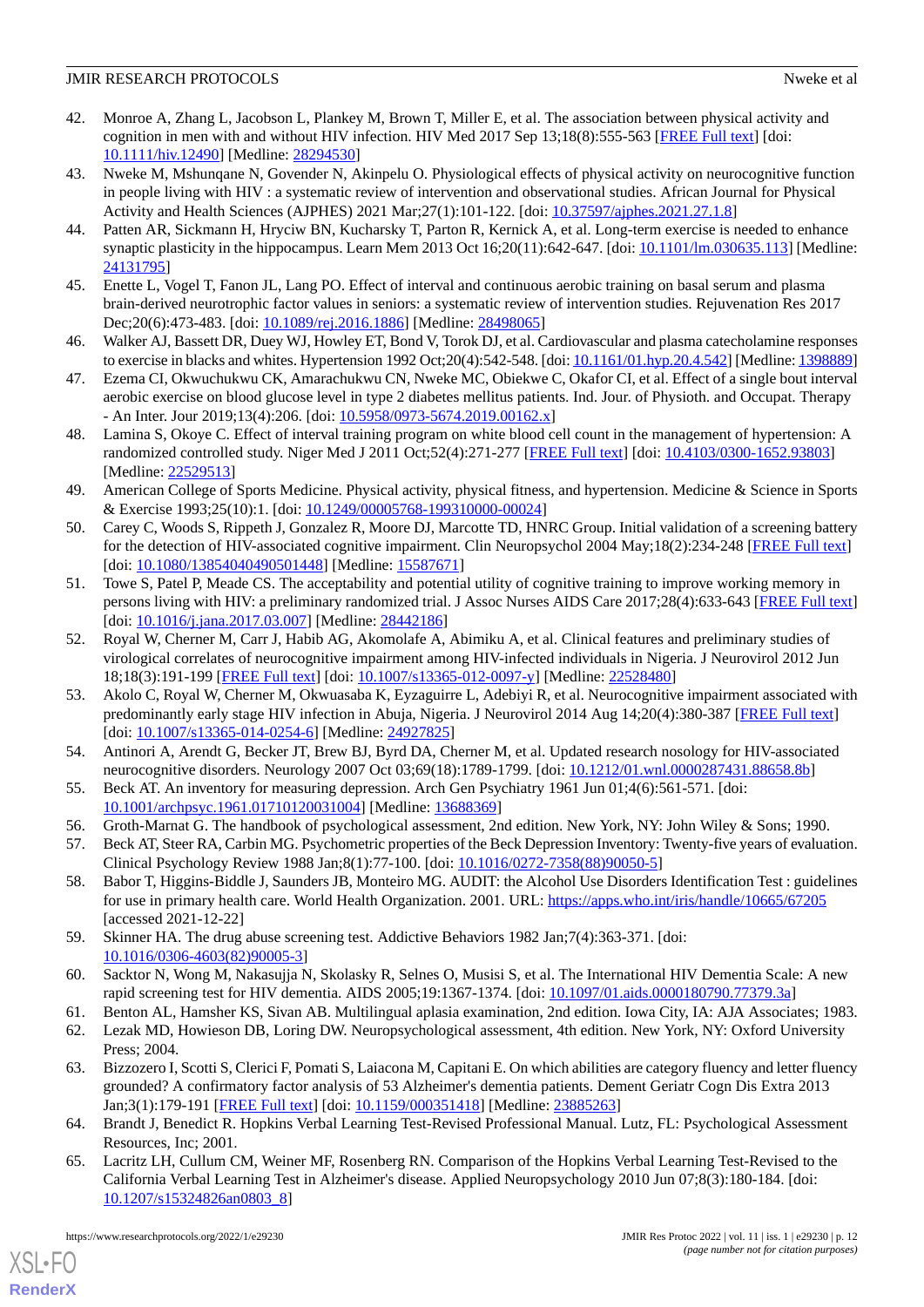42. Monroe A, Zhang L, Jacobson L, Plankey M, Brown T, Miller E, et al. The association between physical activity and cognition in men with and without HIV infection. HIV Med 2017 Sep 13;18(8):555-563 [FREE Full text] [doi: 10.1111/hiv.12490] [Medline: 28294530]
43. Nweke M, Mshunqane N, Govender N, Akinpelu O. Physiological effects of physical activity on neurocognitive function in people living with HIV : a systematic review of intervention and observational studies. African Journal for Physical Activity and Health Sciences (AJPHES) 2021 Mar;27(1):101-122. [doi: 10.37597/ajphes.2021.27.1.8]
44. Patten AR, Sickmann H, Hryciw BN, Kucharsky T, Parton R, Kernick A, et al. Long-term exercise is needed to enhance synaptic plasticity in the hippocampus. Learn Mem 2013 Oct 16;20(11):642-647. [doi: 10.1101/lm.030635.113] [Medline: 24131795]
45. Enette L, Vogel T, Fanon JL, Lang PO. Effect of interval and continuous aerobic training on basal serum and plasma brain-derived neurotrophic factor values in seniors: a systematic review of intervention studies. Rejuvenation Res 2017 Dec;20(6):473-483. [doi: 10.1089/rej.2016.1886] [Medline: 28498065]
46. Walker AJ, Bassett DR, Duey WJ, Howley ET, Bond V, Torok DJ, et al. Cardiovascular and plasma catecholamine responses to exercise in blacks and whites. Hypertension 1992 Oct;20(4):542-548. [doi: 10.1161/01.hyp.20.4.542] [Medline: 1398889]
47. Ezema CI, Okwuchukwu CK, Amarachukwu CN, Nweke MC, Obiekwe C, Okafor CI, et al. Effect of a single bout interval aerobic exercise on blood glucose level in type 2 diabetes mellitus patients. Ind. Jour. of Physioth. and Occupat. Therapy - An Inter. Jour 2019;13(4):206. [doi: 10.5958/0973-5674.2019.00162.x]
48. Lamina S, Okoye C. Effect of interval training program on white blood cell count in the management of hypertension: A randomized controlled study. Niger Med J 2011 Oct;52(4):271-277 [FREE Full text] [doi: 10.4103/0300-1652.93803] [Medline: 22529513]
49. American College of Sports Medicine. Physical activity, physical fitness, and hypertension. Medicine & Science in Sports & Exercise 1993;25(10):1. [doi: 10.1249/00005768-199310000-00024]
50. Carey C, Woods S, Rippeth J, Gonzalez R, Moore DJ, Marcotte TD, HNRC Group. Initial validation of a screening battery for the detection of HIV-associated cognitive impairment. Clin Neuropsychol 2004 May;18(2):234-248 [FREE Full text] [doi: 10.1080/13854040490501448] [Medline: 15587671]
51. Towe S, Patel P, Meade CS. The acceptability and potential utility of cognitive training to improve working memory in persons living with HIV: a preliminary randomized trial. J Assoc Nurses AIDS Care 2017;28(4):633-643 [FREE Full text] [doi: 10.1016/j.jana.2017.03.007] [Medline: 28442186]
52. Royal W, Cherner M, Carr J, Habib AG, Akomolafe A, Abimiku A, et al. Clinical features and preliminary studies of virological correlates of neurocognitive impairment among HIV-infected individuals in Nigeria. J Neurovirol 2012 Jun 18;18(3):191-199 [FREE Full text] [doi: 10.1007/s13365-012-0097-y] [Medline: 22528480]
53. Akolo C, Royal W, Cherner M, Okwuasaba K, Eyzaguirre L, Adebiyi R, et al. Neurocognitive impairment associated with predominantly early stage HIV infection in Abuja, Nigeria. J Neurovirol 2014 Aug 14;20(4):380-387 [FREE Full text] [doi: 10.1007/s13365-014-0254-6] [Medline: 24927825]
54. Antinori A, Arendt G, Becker JT, Brew BJ, Byrd DA, Cherner M, et al. Updated research nosology for HIV-associated neurocognitive disorders. Neurology 2007 Oct 03;69(18):1789-1799. [doi: 10.1212/01.wnl.0000287431.88658.8b]
55. Beck AT. An inventory for measuring depression. Arch Gen Psychiatry 1961 Jun 01;4(6):561-571. [doi: 10.1001/archpsyc.1961.01710120031004] [Medline: 13688369]
56. Groth-Marnat G. The handbook of psychological assessment, 2nd edition. New York, NY: John Wiley & Sons; 1990.
57. Beck AT, Steer RA, Carbin MG. Psychometric properties of the Beck Depression Inventory: Twenty-five years of evaluation. Clinical Psychology Review 1988 Jan;8(1):77-100. [doi: 10.1016/0272-7358(88)90050-5]
58. Babor T, Higgins-Biddle J, Saunders JB, Monteiro MG. AUDIT: the Alcohol Use Disorders Identification Test : guidelines for use in primary health care. World Health Organization. 2001. URL: https://apps.who.int/iris/handle/10665/67205 [accessed 2021-12-22]
59. Skinner HA. The drug abuse screening test. Addictive Behaviors 1982 Jan;7(4):363-371. [doi: 10.1016/0306-4603(82)90005-3]
60. Sacktor N, Wong M, Nakasujja N, Skolasky R, Selnes O, Musisi S, et al. The International HIV Dementia Scale: A new rapid screening test for HIV dementia. AIDS 2005;19:1367-1374. [doi: 10.1097/01.aids.0000180790.77379.3a]
61. Benton AL, Hamsher KS, Sivan AB. Multilingual aplasia examination, 2nd edition. Iowa City, IA: AJA Associates; 1983.
62. Lezak MD, Howieson DB, Loring DW. Neuropsychological assessment, 4th edition. New York, NY: Oxford University Press; 2004.
63. Bizzozero I, Scotti S, Clerici F, Pomati S, Laiacona M, Capitani E. On which abilities are category fluency and letter fluency grounded? A confirmatory factor analysis of 53 Alzheimer's dementia patients. Dement Geriatr Cogn Dis Extra 2013 Jan;3(1):179-191 [FREE Full text] [doi: 10.1159/000351418] [Medline: 23885263]
64. Brandt J, Benedict R. Hopkins Verbal Learning Test-Revised Professional Manual. Lutz, FL: Psychological Assessment Resources, Inc; 2001.
65. Lacritz LH, Cullum CM, Weiner MF, Rosenberg RN. Comparison of the Hopkins Verbal Learning Test-Revised to the California Verbal Learning Test in Alzheimer's disease. Applied Neuropsychology 2010 Jun 07;8(3):180-184. [doi: 10.1207/s15324826an0803_8]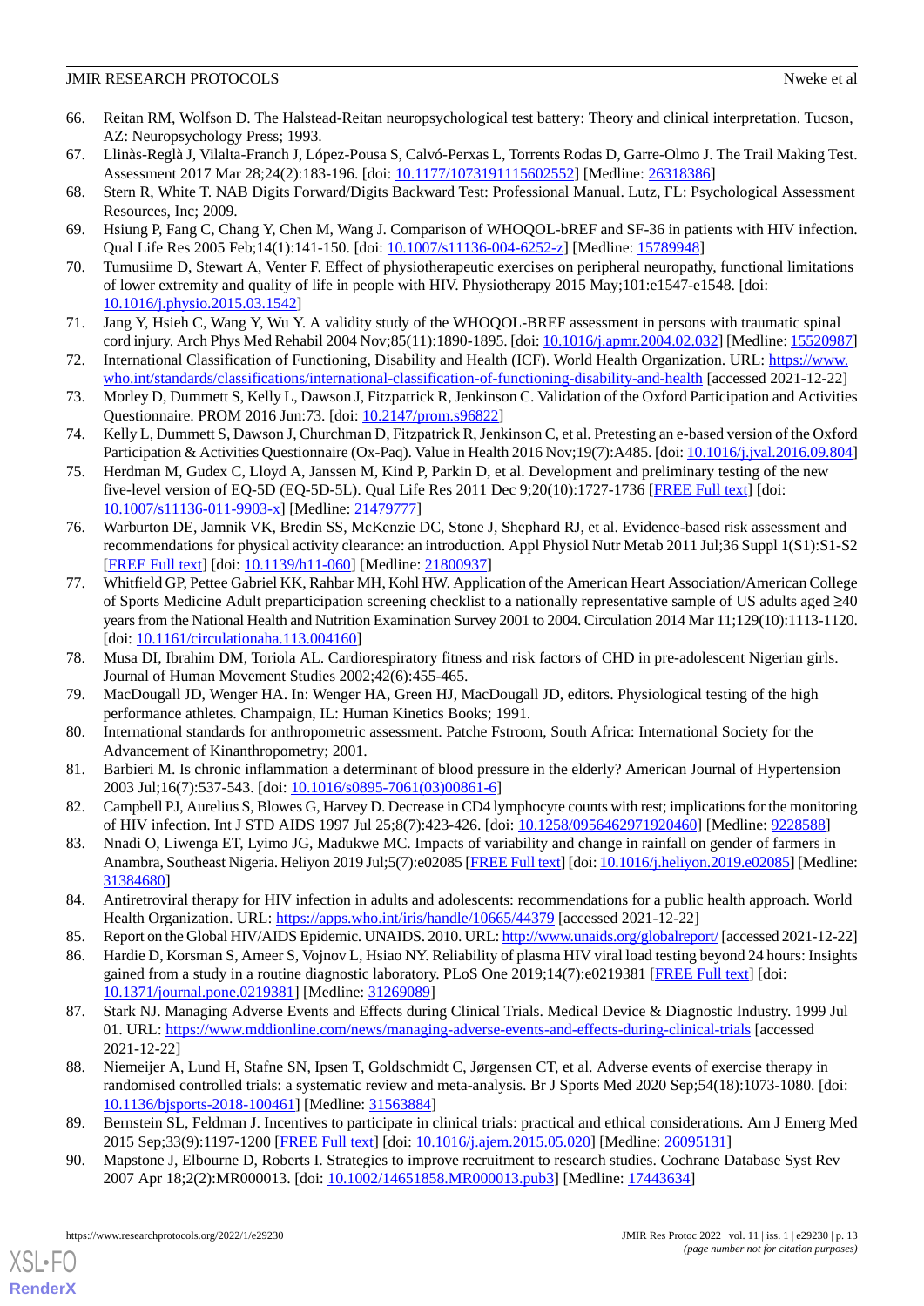66. Reitan RM, Wolfson D. The Halstead-Reitan neuropsychological test battery: Theory and clinical interpretation. Tucson, AZ: Neuropsychology Press; 1993.
67. Llinàs-Reglà J, Vilalta-Franch J, López-Pousa S, Calvó-Perxas L, Torrents Rodas D, Garre-Olmo J. The Trail Making Test. Assessment 2017 Mar 28;24(2):183-196. [doi: 10.1177/1073191115602552] [Medline: 26318386]
68. Stern R, White T. NAB Digits Forward/Digits Backward Test: Professional Manual. Lutz, FL: Psychological Assessment Resources, Inc; 2009.
69. Hsiung P, Fang C, Chang Y, Chen M, Wang J. Comparison of WHOQOL-bREF and SF-36 in patients with HIV infection. Qual Life Res 2005 Feb;14(1):141-150. [doi: 10.1007/s11136-004-6252-z] [Medline: 15789948]
70. Tumusiime D, Stewart A, Venter F. Effect of physiotherapeutic exercises on peripheral neuropathy, functional limitations of lower extremity and quality of life in people with HIV. Physiotherapy 2015 May;101:e1547-e1548. [doi: 10.1016/j.physio.2015.03.1542]
71. Jang Y, Hsieh C, Wang Y, Wu Y. A validity study of the WHOQOL-BREF assessment in persons with traumatic spinal cord injury. Arch Phys Med Rehabil 2004 Nov;85(11):1890-1895. [doi: 10.1016/j.apmr.2004.02.032] [Medline: 15520987]
72. International Classification of Functioning, Disability and Health (ICF). World Health Organization. URL: https://www.who.int/standards/classifications/international-classification-of-functioning-disability-and-health [accessed 2021-12-22]
73. Morley D, Dummett S, Kelly L, Dawson J, Fitzpatrick R, Jenkinson C. Validation of the Oxford Participation and Activities Questionnaire. PROM 2016 Jun:73. [doi: 10.2147/prom.s96822]
74. Kelly L, Dummett S, Dawson J, Churchman D, Fitzpatrick R, Jenkinson C, et al. Pretesting an e-based version of the Oxford Participation & Activities Questionnaire (Ox-Paq). Value in Health 2016 Nov;19(7):A485. [doi: 10.1016/j.jval.2016.09.804]
75. Herdman M, Gudex C, Lloyd A, Janssen M, Kind P, Parkin D, et al. Development and preliminary testing of the new five-level version of EQ-5D (EQ-5D-5L). Qual Life Res 2011 Dec 9;20(10):1727-1736 [FREE Full text] [doi: 10.1007/s11136-011-9903-x] [Medline: 21479777]
76. Warburton DE, Jamnik VK, Bredin SS, McKenzie DC, Stone J, Shephard RJ, et al. Evidence-based risk assessment and recommendations for physical activity clearance: an introduction. Appl Physiol Nutr Metab 2011 Jul;36 Suppl 1(S1):S1-S2 [FREE Full text] [doi: 10.1139/h11-060] [Medline: 21800937]
77. Whitfield GP, Pettee Gabriel KK, Rahbar MH, Kohl HW. Application of the American Heart Association/American College of Sports Medicine Adult preparticipation screening checklist to a nationally representative sample of US adults aged ≥40 years from the National Health and Nutrition Examination Survey 2001 to 2004. Circulation 2014 Mar 11;129(10):1113-1120. [doi: 10.1161/circulationaha.113.004160]
78. Musa DI, Ibrahim DM, Toriola AL. Cardiorespiratory fitness and risk factors of CHD in pre-adolescent Nigerian girls. Journal of Human Movement Studies 2002;42(6):455-465.
79. MacDougall JD, Wenger HA. In: Wenger HA, Green HJ, MacDougall JD, editors. Physiological testing of the high performance athletes. Champaign, IL: Human Kinetics Books; 1991.
80. International standards for anthropometric assessment. Patche Fstroom, South Africa: International Society for the Advancement of Kinanthropometry; 2001.
81. Barbieri M. Is chronic inflammation a determinant of blood pressure in the elderly? American Journal of Hypertension 2003 Jul;16(7):537-543. [doi: 10.1016/s0895-7061(03)00861-6]
82. Campbell PJ, Aurelius S, Blowes G, Harvey D. Decrease in CD4 lymphocyte counts with rest; implications for the monitoring of HIV infection. Int J STD AIDS 1997 Jul 25;8(7):423-426. [doi: 10.1258/0956462971920460] [Medline: 9228588]
83. Nnadi O, Liwenga ET, Lyimo JG, Madukwe MC. Impacts of variability and change in rainfall on gender of farmers in Anambra, Southeast Nigeria. Heliyon 2019 Jul;5(7):e02085 [FREE Full text] [doi: 10.1016/j.heliyon.2019.e02085] [Medline: 31384680]
84. Antiretroviral therapy for HIV infection in adults and adolescents: recommendations for a public health approach. World Health Organization. URL: https://apps.who.int/iris/handle/10665/44379 [accessed 2021-12-22]
85. Report on the Global HIV/AIDS Epidemic. UNAIDS. 2010. URL: http://www.unaids.org/globalreport/ [accessed 2021-12-22]
86. Hardie D, Korsman S, Ameer S, Vojnov L, Hsiao NY. Reliability of plasma HIV viral load testing beyond 24 hours: Insights gained from a study in a routine diagnostic laboratory. PLoS One 2019;14(7):e0219381 [FREE Full text] [doi: 10.1371/journal.pone.0219381] [Medline: 31269089]
87. Stark NJ. Managing Adverse Events and Effects during Clinical Trials. Medical Device & Diagnostic Industry. 1999 Jul 01. URL: https://www.mddionline.com/news/managing-adverse-events-and-effects-during-clinical-trials [accessed 2021-12-22]
88. Niemeijer A, Lund H, Stafne SN, Ipsen T, Goldschmidt C, Jørgensen CT, et al. Adverse events of exercise therapy in randomised controlled trials: a systematic review and meta-analysis. Br J Sports Med 2020 Sep;54(18):1073-1080. [doi: 10.1136/bjsports-2018-100461] [Medline: 31563884]
89. Bernstein SL, Feldman J. Incentives to participate in clinical trials: practical and ethical considerations. Am J Emerg Med 2015 Sep;33(9):1197-1200 [FREE Full text] [doi: 10.1016/j.ajem.2015.05.020] [Medline: 26095131]
90. Mapstone J, Elbourne D, Roberts I. Strategies to improve recruitment to research studies. Cochrane Database Syst Rev 2007 Apr 18;2(2):MR000013. [doi: 10.1002/14651858.MR000013.pub3] [Medline: 17443634]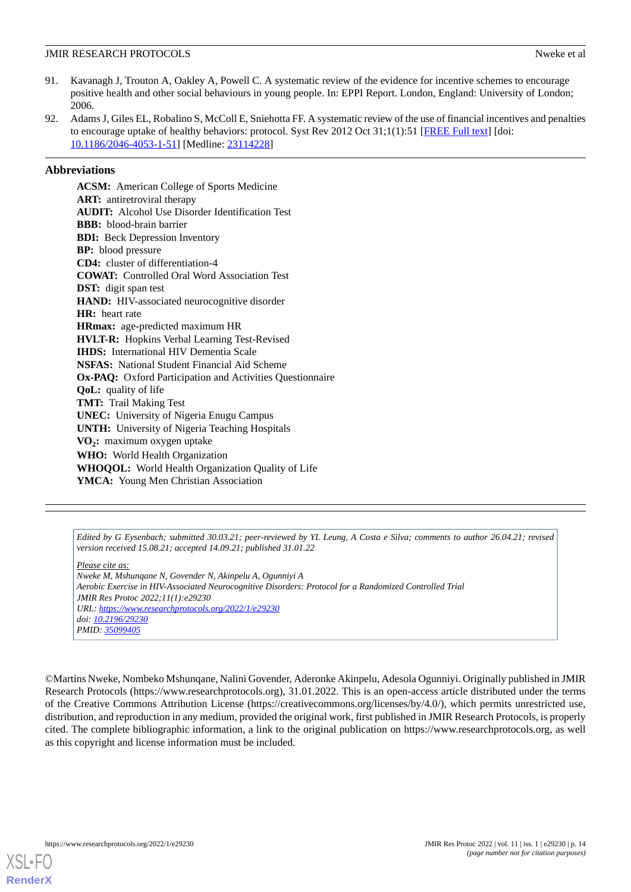91. Kavanagh J, Trouton A, Oakley A, Powell C. A systematic review of the evidence for incentive schemes to encourage positive health and other social behaviours in young people. In: EPPI Report. London, England: University of London; 2006.
92. Adams J, Giles EL, Robalino S, McColl E, Sniehotta FF. A systematic review of the use of financial incentives and penalties to encourage uptake of healthy behaviors: protocol. Syst Rev 2012 Oct 31;1(1):51 [FREE Full text] [doi: 10.1186/2046-4053-1-51] [Medline: 23114228]

## Abbreviations

**ACSM:** American College of Sports Medicine
**ART:** antiretroviral therapy
**AUDIT:** Alcohol Use Disorder Identification Test
**BBB:** blood-brain barrier
**BDI:** Beck Depression Inventory
**BP:** blood pressure
**CD4:** cluster of differentiation-4
**COWAT:** Controlled Oral Word Association Test
**DST:** digit span test
**HAND:** HIV-associated neurocognitive disorder
**HR:** heart rate
**HRmax:** age-predicted maximum HR
**HVLT-R:** Hopkins Verbal Learning Test-Revised
**IHDS:** International HIV Dementia Scale
**NSFAS:** National Student Financial Aid Scheme
**Ox-PAQ:** Oxford Participation and Activities Questionnaire
**QoL:** quality of life
**TMT:** Trail Making Test
**UNEC:** University of Nigeria Enugu Campus
**UNTH:** University of Nigeria Teaching Hospitals
**$VO_2$:** maximum oxygen uptake
**WHO:** World Health Organization
**WHOQOL:** World Health Organization Quality of Life
**YMCA:** Young Men Christian Association

---

*Edited by G Eysenbach; submitted 30.03.21; peer-reviewed by YL Leung, A Costa e Silva; comments to author 26.04.21; revised version received 15.08.21; accepted 14.09.21; published 31.01.22*

*Please cite as:*
*Nweke M, Mshunqane N, Govender N, Akinpelu A, Ogunniyi A*
*Aerobic Exercise in HIV-Associated Neurocognitive Disorders: Protocol for a Randomized Controlled Trial*
*JMIR Res Protoc 2022;11(1):e29230*
*URL: https://www.researchprotocols.org/2022/1/e29230*
*doi: 10.2196/29230*
*PMID: 35099405*

©Martins Nweke, Nombeko Mshunqane, Nalini Govender, Aderonke Akinpelu, Adesola Ogunniyi. Originally published in JMIR Research Protocols (https://www.researchprotocols.org), 31.01.2022. This is an open-access article distributed under the terms of the Creative Commons Attribution License (https://creativecommons.org/licenses/by/4.0/), which permits unrestricted use, distribution, and reproduction in any medium, provided the original work, first published in JMIR Research Protocols, is properly cited. The complete bibliographic information, a link to the original publication on https://www.researchprotocols.org, as well as this copyright and license information must be included.